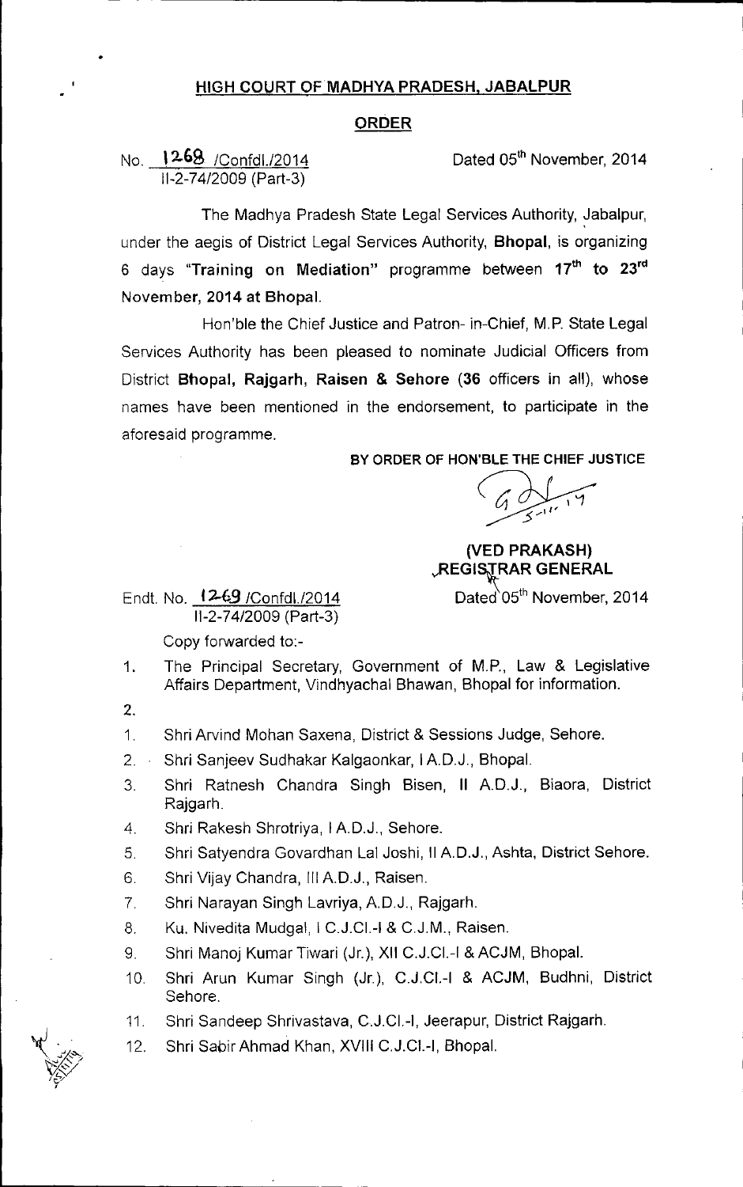# HIGH COURT OF MADHYA PRADESH, JABALPUR

## ORDER

No. 1268 /Confdl./2014
II-2-74/2009 (Part-3)

Dated 05th November, 2014

The Madhya Pradesh State Legal Services Authority, Jabalpur, under the aegis of District Legal Services Authority, **Bhopal**, is organizing 6 days "**Training on Mediation**" programme between **17th to 23rd November, 2014 at Bhopal.**

Hon'ble the Chief Justice and Patron- in-Chief, M.P. State Legal Services Authority has been pleased to nominate Judicial Officers from District **Bhopal, Rajgarh, Raisen & Sehore** (**36** officers in all), whose names have been mentioned in the endorsement, to participate in the aforesaid programme.

**BY ORDER OF HON'BLE THE CHIEF JUSTICE**

**(VED PRAKASH)**
**REGISTRAR GENERAL**

Endt. No. 1269 /Confdl./2014
II-2-74/2009 (Part-3)

Dated 05th November, 2014

Copy forwarded to:-

1. The Principal Secretary, Government of M.P., Law & Legislative Affairs Department, Vindhyachal Bhawan, Bhopal for information.
2.

1. Shri Arvind Mohan Saxena, District & Sessions Judge, Sehore.
2. Shri Sanjeev Sudhakar Kalgaonkar, I A.D.J., Bhopal.
3. Shri Ratnesh Chandra Singh Bisen, II A.D.J., Biaora, District Rajgarh.
4. Shri Rakesh Shrotriya, I A.D.J., Sehore.
5. Shri Satyendra Govardhan Lal Joshi, II A.D.J., Ashta, District Sehore.
6. Shri Vijay Chandra, III A.D.J., Raisen.
7. Shri Narayan Singh Lavriya, A.D.J., Rajgarh.
8. Ku. Nivedita Mudgal, I C.J.Cl.-I & C.J.M., Raisen.
9. Shri Manoj Kumar Tiwari (Jr.), XII C.J.Cl.-I & ACJM, Bhopal.
10. Shri Arun Kumar Singh (Jr.), C.J.Cl.-I & ACJM, Budhni, District Sehore.
11. Shri Sandeep Shrivastava, C.J.Cl.-I, Jeerapur, District Rajgarh.
12. Shri Sabir Ahmad Khan, XVIII C.J.Cl.-I, Bhopal.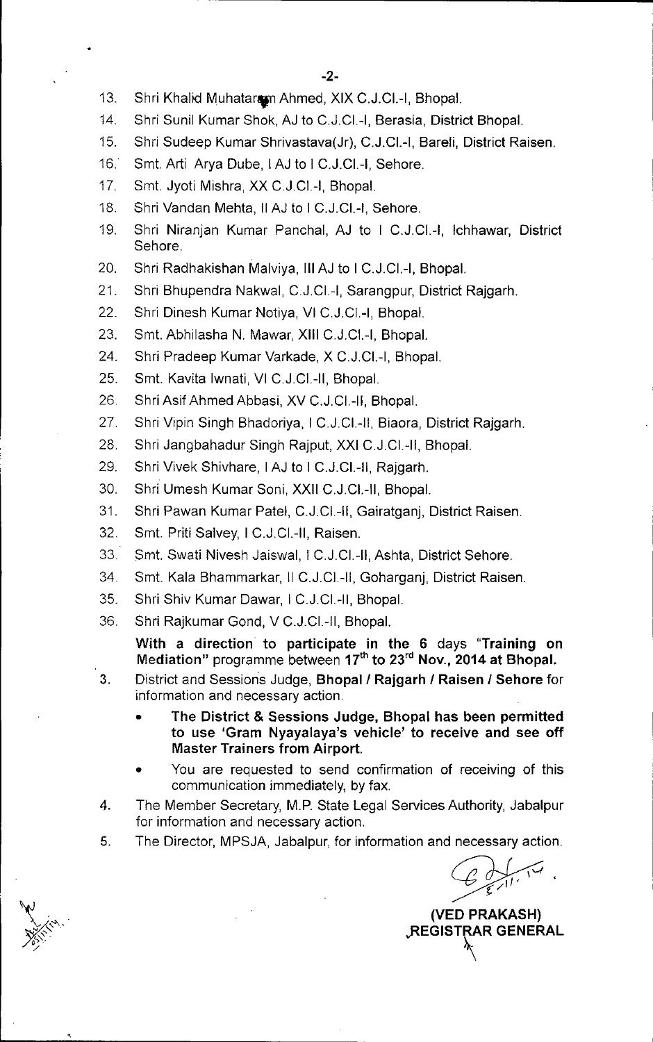13. Shri Khalid Muhataram Ahmed, XIX C.J.Cl.-I, Bhopal.
14. Shri Sunil Kumar Shok, AJ to C.J.Cl.-I, Berasia, District Bhopal.
15. Shri Sudeep Kumar Shrivastava(Jr), C.J.Cl.-I, Bareli, District Raisen.
16. Smt. Arti Arya Dube, I AJ to I C.J.Cl.-I, Sehore.
17. Smt. Jyoti Mishra, XX C.J.Cl.-I, Bhopal.
18. Shri Vandan Mehta, II AJ to I C.J.Cl.-I, Sehore.
19. Shri Niranjan Kumar Panchal, AJ to I C.J.Cl.-I, Ichhawar, District Sehore.
20. Shri Radhakishan Malviya, III AJ to I C.J.Cl.-I, Bhopal.
21. Shri Bhupendra Nakwal, C.J.Cl.-I, Sarangpur, District Rajgarh.
22. Shri Dinesh Kumar Notiya, VI C.J.Cl.-I, Bhopal.
23. Smt. Abhilasha N. Mawar, XIII C.J.Cl.-I, Bhopal.
24. Shri Pradeep Kumar Varkade, X C.J.Cl.-I, Bhopal.
25. Smt. Kavita Iwnati, VI C.J.Cl.-II, Bhopal.
26. Shri Asif Ahmed Abbasi, XV C.J.Cl.-II, Bhopal.
27. Shri Vipin Singh Bhadoriya, I C.J.Cl.-II, Biaora, District Rajgarh.
28. Shri Jangbahadur Singh Rajput, XXI C.J.Cl.-II, Bhopal.
29. Shri Vivek Shivhare, I AJ to I C.J.Cl.-II, Rajgarh.
30. Shri Umesh Kumar Soni, XXII C.J.Cl.-II, Bhopal.
31. Shri Pawan Kumar Patel, C.J.Cl.-II, Gairatganj, District Raisen.
32. Smt. Priti Salvey, I C.J.Cl.-II, Raisen.
33. Smt. Swati Nivesh Jaiswal, I C.J.Cl.-II, Ashta, District Sehore.
34. Smt. Kala Bhammarkar, II C.J.Cl.-II, Goharganj, District Raisen.
35. Shri Shiv Kumar Dawar, I C.J.Cl.-II, Bhopal.
36. Shri Rajkumar Gond, V C.J.Cl.-II, Bhopal.

**With a direction to participate in the 6 days "Training on Mediation" programme between 17th to 23rd Nov., 2014 at Bhopal.**

3. District and Sessions Judge, **Bhopal / Rajgarh / Raisen / Sehore** for information and necessary action.
   - **The District & Sessions Judge, Bhopal has been permitted to use 'Gram Nyayalaya's vehicle' to receive and see off Master Trainers from Airport.**
   - You are requested to send confirmation of receiving of this communication immediately, by fax.
4. The Member Secretary, M.P. State Legal Services Authority, Jabalpur for information and necessary action.
5. The Director, MPSJA, Jabalpur, for information and necessary action.

**(VED PRAKASH)**
**REGISTRAR GENERAL**